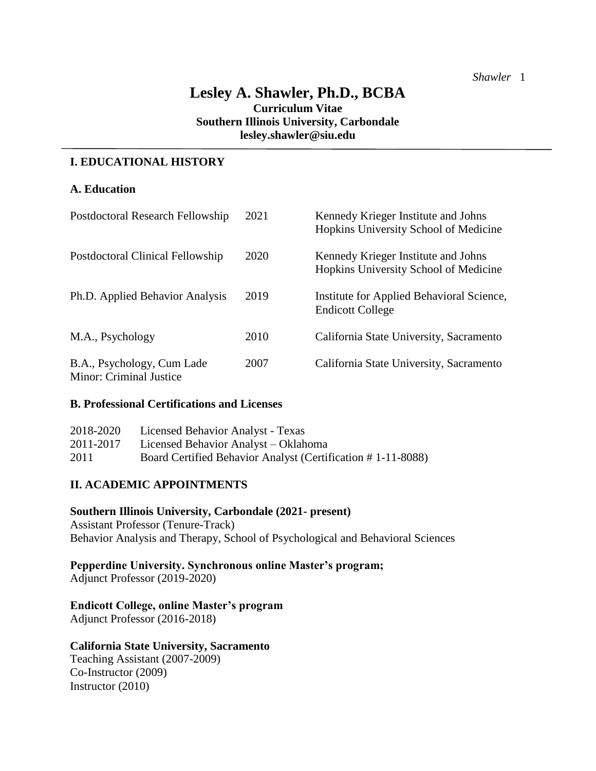# Lesley A. Shawler, Ph.D., BCBA

**Curriculum Vitae**
**Southern Illinois University, Carbondale**
**lesley.shawler@siu.edu**

## I. EDUCATIONAL HISTORY

### A. Education

| | | |
|---|---|---|
| Postdoctoral Research Fellowship | 2021 | Kennedy Krieger Institute and Johns Hopkins University School of Medicine |
| Postdoctoral Clinical Fellowship | 2020 | Kennedy Krieger Institute and Johns Hopkins University School of Medicine |
| Ph.D. Applied Behavior Analysis | 2019 | Institute for Applied Behavioral Science, Endicott College |
| M.A., Psychology | 2010 | California State University, Sacramento |
| B.A., Psychology, Cum Lade<br>Minor: Criminal Justice | 2007 | California State University, Sacramento |

### B. Professional Certifications and Licenses

| | |
|---|---|
| 2018-2020 | Licensed Behavior Analyst - Texas |
| 2011-2017 | Licensed Behavior Analyst – Oklahoma |
| 2011 | Board Certified Behavior Analyst (Certification # 1-11-8088) |

## II. ACADEMIC APPOINTMENTS

**Southern Illinois University, Carbondale (2021- present)**
Assistant Professor (Tenure-Track)
Behavior Analysis and Therapy, School of Psychological and Behavioral Sciences

**Pepperdine University. Synchronous online Master's program;**
Adjunct Professor (2019-2020)

**Endicott College, online Master's program**
Adjunct Professor (2016-2018)

**California State University, Sacramento**
Teaching Assistant (2007-2009)
Co-Instructor (2009)
Instructor (2010)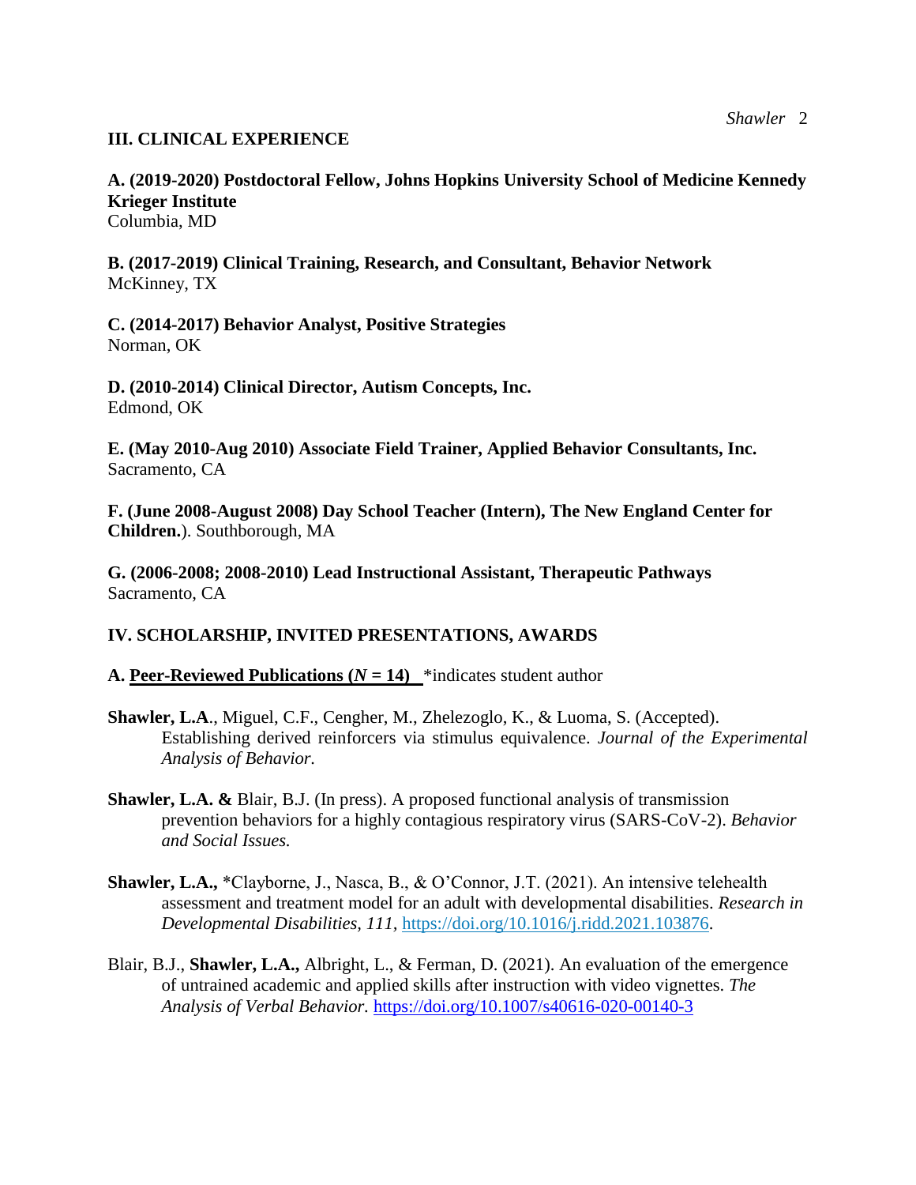## III. CLINICAL EXPERIENCE

**A. (2019-2020) Postdoctoral Fellow, Johns Hopkins University School of Medicine Kennedy Krieger Institute**
Columbia, MD

**B. (2017-2019) Clinical Training, Research, and Consultant, Behavior Network**
McKinney, TX

**C. (2014-2017) Behavior Analyst, Positive Strategies**
Norman, OK

**D. (2010-2014) Clinical Director, Autism Concepts, Inc.**
Edmond, OK

**E. (May 2010-Aug 2010) Associate Field Trainer, Applied Behavior Consultants, Inc.**
Sacramento, CA

**F. (June 2008-August 2008) Day School Teacher (Intern), The New England Center for Children.**). Southborough, MA

**G. (2006-2008; 2008-2010) Lead Instructional Assistant, Therapeutic Pathways**
Sacramento, CA

## IV. SCHOLARSHIP, INVITED PRESENTATIONS, AWARDS

**A. Peer-Reviewed Publications (*N* = 14)** *indicates student author

**Shawler, L.A**., Miguel, C.F., Cengher, M., Zhelezoglo, K., & Luoma, S. (Accepted). Establishing derived reinforcers via stimulus equivalence. *Journal of the Experimental Analysis of Behavior.*

**Shawler, L.A. &** Blair, B.J. (In press). A proposed functional analysis of transmission prevention behaviors for a highly contagious respiratory virus (SARS-CoV-2). *Behavior and Social Issues.*

**Shawler, L.A.,** *Clayborne, J., Nasca, B., & O'Connor, J.T. (2021). An intensive telehealth assessment and treatment model for an adult with developmental disabilities. *Research in Developmental Disabilities, 111,* https://doi.org/10.1016/j.ridd.2021.103876.

Blair, B.J., **Shawler, L.A.,** Albright, L., & Ferman, D. (2021). An evaluation of the emergence of untrained academic and applied skills after instruction with video vignettes. *The Analysis of Verbal Behavior.* https://doi.org/10.1007/s40616-020-00140-3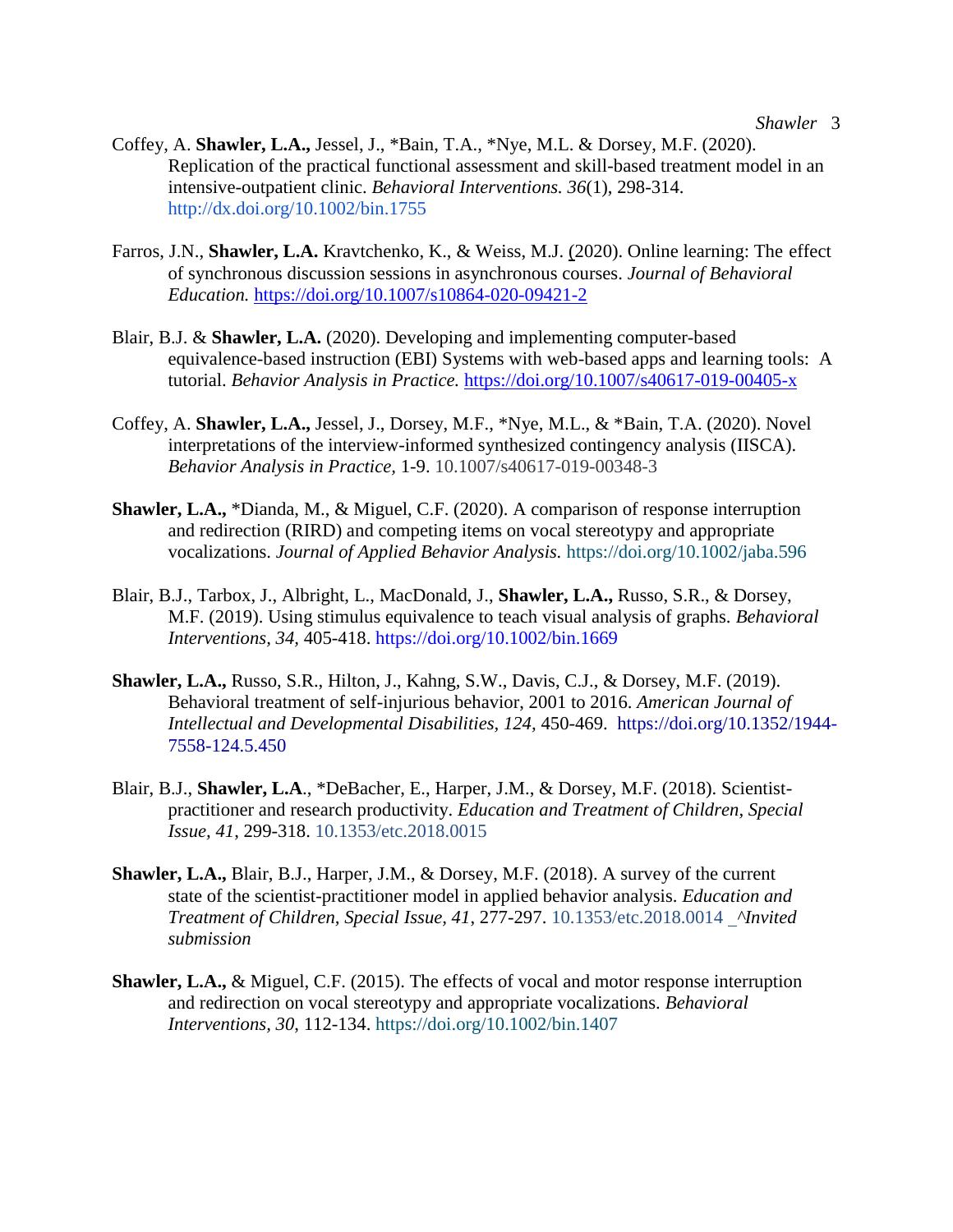Coffey, A. **Shawler, L.A.,** Jessel, J., *Bain, T.A., *Nye, M.L. & Dorsey, M.F. (2020). Replication of the practical functional assessment and skill-based treatment model in an intensive-outpatient clinic. *Behavioral Interventions. 36*(1), 298-314. http://dx.doi.org/10.1002/bin.1755

Farros, J.N., **Shawler, L.A.** Kravtchenko, K., & Weiss, M.J. (2020). Online learning: The effect of synchronous discussion sessions in asynchronous courses. *Journal of Behavioral Education.* https://doi.org/10.1007/s10864-020-09421-2

Blair, B.J. & **Shawler, L.A.** (2020). Developing and implementing computer-based equivalence-based instruction (EBI) Systems with web-based apps and learning tools: A tutorial. *Behavior Analysis in Practice.* https://doi.org/10.1007/s40617-019-00405-x

Coffey, A. **Shawler, L.A.,** Jessel, J., Dorsey, M.F., *Nye, M.L., & *Bain, T.A. (2020). Novel interpretations of the interview-informed synthesized contingency analysis (IISCA). *Behavior Analysis in Practice,* 1-9. 10.1007/s40617-019-00348-3

**Shawler, L.A.,** *Dianda, M., & Miguel, C.F. (2020). A comparison of response interruption and redirection (RIRD) and competing items on vocal stereotypy and appropriate vocalizations. *Journal of Applied Behavior Analysis.* https://doi.org/10.1002/jaba.596

Blair, B.J., Tarbox, J., Albright, L., MacDonald, J., **Shawler, L.A.,** Russo, S.R., & Dorsey, M.F. (2019). Using stimulus equivalence to teach visual analysis of graphs. *Behavioral Interventions, 34,* 405-418. https://doi.org/10.1002/bin.1669

**Shawler, L.A.,** Russo, S.R., Hilton, J., Kahng, S.W., Davis, C.J., & Dorsey, M.F. (2019). Behavioral treatment of self-injurious behavior, 2001 to 2016. *American Journal of Intellectual and Developmental Disabilities, 124,* 450-469. https://doi.org/10.1352/1944-7558-124.5.450

Blair, B.J., **Shawler, L.A**., *DeBacher, E., Harper, J.M., & Dorsey, M.F. (2018). Scientist-practitioner and research productivity. *Education and Treatment of Children, Special Issue, 41*, 299-318. 10.1353/etc.2018.0015

**Shawler, L.A.,** Blair, B.J., Harper, J.M., & Dorsey, M.F. (2018). A survey of the current state of the scientist-practitioner model in applied behavior analysis. *Education and Treatment of Children, Special Issue, 41*, 277-297. 10.1353/etc.2018.0014 _^*Invited submission*

**Shawler, L.A.,** & Miguel, C.F. (2015). The effects of vocal and motor response interruption and redirection on vocal stereotypy and appropriate vocalizations. *Behavioral Interventions, 30*, 112-134. https://doi.org/10.1002/bin.1407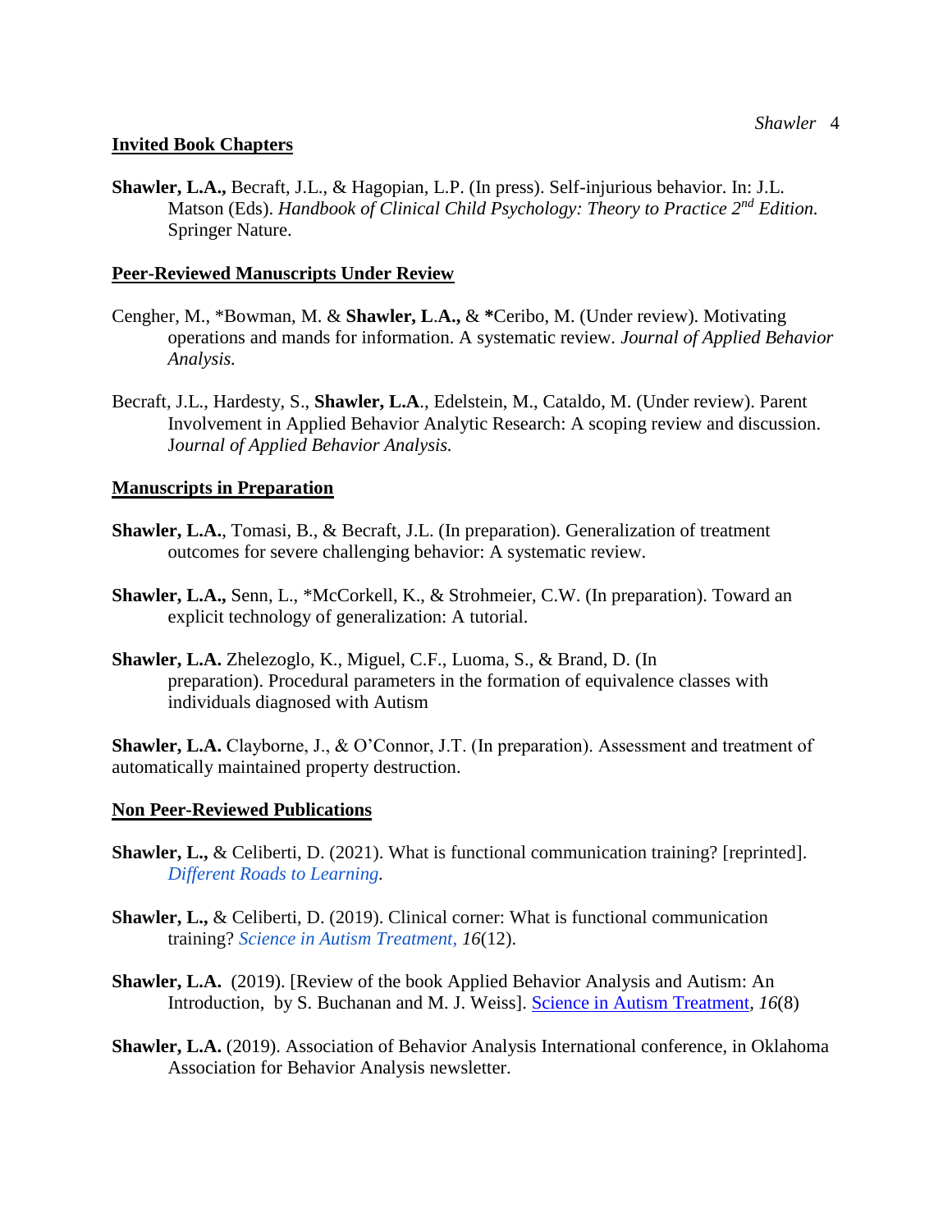## Invited Book Chapters

**Shawler, L.A.,** Becraft, J.L., & Hagopian, L.P. (In press). Self-injurious behavior. In: J.L. Matson (Eds). *Handbook of Clinical Child Psychology: Theory to Practice 2nd Edition.* Springer Nature.

## Peer-Reviewed Manuscripts Under Review

Cengher, M., *Bowman, M. & **Shawler, L.A.,** & *Ceribo, M. (Under review). Motivating operations and mands for information. A systematic review. *Journal of Applied Behavior Analysis.*

Becraft, J.L., Hardesty, S., **Shawler, L.A**., Edelstein, M., Cataldo, M. (Under review). Parent Involvement in Applied Behavior Analytic Research: A scoping review and discussion. *Journal of Applied Behavior Analysis.*

## Manuscripts in Preparation

**Shawler, L.A.**, Tomasi, B., & Becraft, J.L. (In preparation). Generalization of treatment outcomes for severe challenging behavior: A systematic review.

**Shawler, L.A.,** Senn, L., *McCorkell, K., & Strohmeier, C.W. (In preparation). Toward an explicit technology of generalization: A tutorial.

**Shawler, L.A.** Zhelezoglo, K., Miguel, C.F., Luoma, S., & Brand, D. (In preparation). Procedural parameters in the formation of equivalence classes with individuals diagnosed with Autism

**Shawler, L.A.** Clayborne, J., & O'Connor, J.T. (In preparation). Assessment and treatment of automatically maintained property destruction.

## Non Peer-Reviewed Publications

**Shawler, L.,** & Celiberti, D. (2021). What is functional communication training? [reprinted]. *Different Roads to Learning.*

**Shawler, L.,** & Celiberti, D. (2019). Clinical corner: What is functional communication training? *Science in Autism Treatment, 16*(12).

**Shawler, L.A.** (2019). [Review of the book Applied Behavior Analysis and Autism: An Introduction, by S. Buchanan and M. J. Weiss]. Science in Autism Treatment, *16*(8)

**Shawler, L.A.** (2019). Association of Behavior Analysis International conference, in Oklahoma Association for Behavior Analysis newsletter.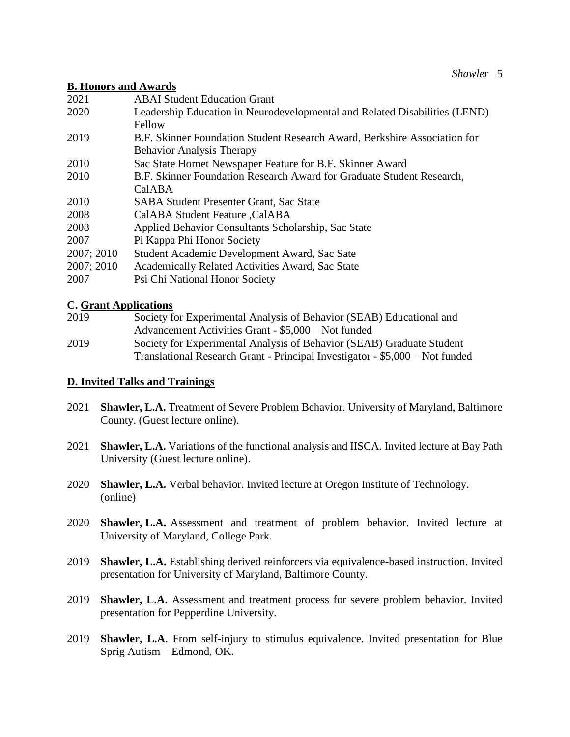### B. Honors and Awards

| | |
|---|---|
| 2021 | ABAI Student Education Grant |
| 2020 | Leadership Education in Neurodevelopmental and Related Disabilities (LEND) Fellow |
| 2019 | B.F. Skinner Foundation Student Research Award, Berkshire Association for Behavior Analysis Therapy |
| 2010 | Sac State Hornet Newspaper Feature for B.F. Skinner Award |
| 2010 | B.F. Skinner Foundation Research Award for Graduate Student Research, CalABA |
| 2010 | SABA Student Presenter Grant, Sac State |
| 2008 | CalABA Student Feature ,CalABA |
| 2008 | Applied Behavior Consultants Scholarship, Sac State |
| 2007 | Pi Kappa Phi Honor Society |
| 2007; 2010 | Student Academic Development Award, Sac Sate |
| 2007; 2010 | Academically Related Activities Award, Sac State |
| 2007 | Psi Chi National Honor Society |

### C. Grant Applications

| | |
|---|---|
| 2019 | Society for Experimental Analysis of Behavior (SEAB) Educational and Advancement Activities Grant - $5,000 – Not funded |
| 2019 | Society for Experimental Analysis of Behavior (SEAB) Graduate Student Translational Research Grant - Principal Investigator - $5,000 – Not funded |

### D. Invited Talks and Trainings

2021 **Shawler, L.A.** Treatment of Severe Problem Behavior. University of Maryland, Baltimore County. (Guest lecture online).

2021 **Shawler, L.A.** Variations of the functional analysis and IISCA. Invited lecture at Bay Path University (Guest lecture online).

2020 **Shawler, L.A.** Verbal behavior. Invited lecture at Oregon Institute of Technology. (online)

2020 **Shawler, L.A.** Assessment and treatment of problem behavior. Invited lecture at University of Maryland, College Park.

2019 **Shawler, L.A.** Establishing derived reinforcers via equivalence-based instruction. Invited presentation for University of Maryland, Baltimore County.

2019 **Shawler, L.A.** Assessment and treatment process for severe problem behavior. Invited presentation for Pepperdine University.

2019 **Shawler, L.A**. From self-injury to stimulus equivalence. Invited presentation for Blue Sprig Autism – Edmond, OK.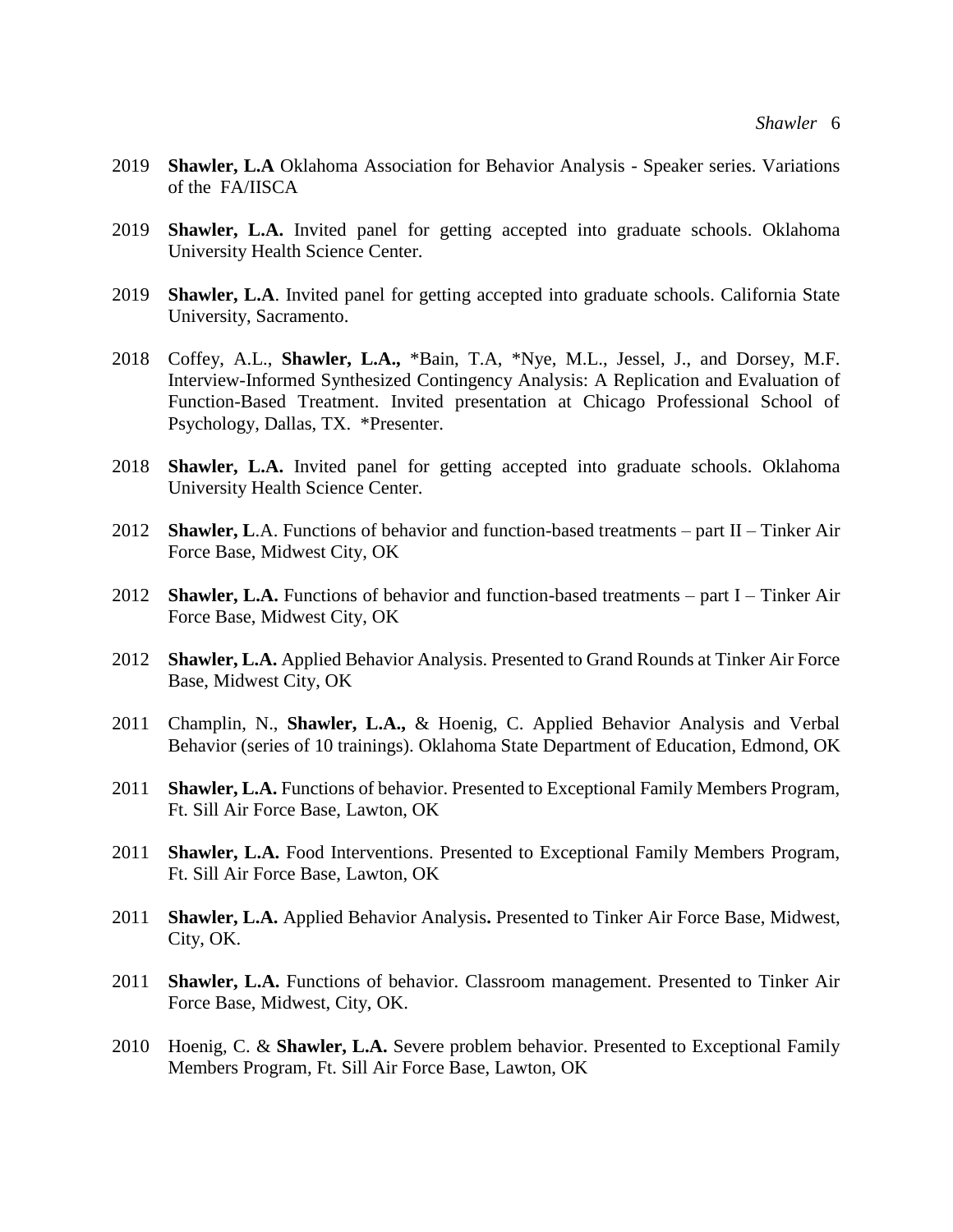2019 **Shawler, L.A** Oklahoma Association for Behavior Analysis - Speaker series. Variations of the FA/IISCA

2019 **Shawler, L.A.** Invited panel for getting accepted into graduate schools. Oklahoma University Health Science Center.

2019 **Shawler, L.A**. Invited panel for getting accepted into graduate schools. California State University, Sacramento.

2018 Coffey, A.L., **Shawler, L.A.,** *Bain, T.A, *Nye, M.L., Jessel, J., and Dorsey, M.F. Interview-Informed Synthesized Contingency Analysis: A Replication and Evaluation of Function-Based Treatment. Invited presentation at Chicago Professional School of Psychology, Dallas, TX. *Presenter.

2018 **Shawler, L.A.** Invited panel for getting accepted into graduate schools. Oklahoma University Health Science Center.

2012 **Shawler, L**.A. Functions of behavior and function-based treatments – part II – Tinker Air Force Base, Midwest City, OK

2012 **Shawler, L.A.** Functions of behavior and function-based treatments – part I – Tinker Air Force Base, Midwest City, OK

2012 **Shawler, L.A.** Applied Behavior Analysis. Presented to Grand Rounds at Tinker Air Force Base, Midwest City, OK

2011 Champlin, N., **Shawler, L.A.,** & Hoenig, C. Applied Behavior Analysis and Verbal Behavior (series of 10 trainings). Oklahoma State Department of Education, Edmond, OK

2011 **Shawler, L.A.** Functions of behavior. Presented to Exceptional Family Members Program, Ft. Sill Air Force Base, Lawton, OK

2011 **Shawler, L.A.** Food Interventions. Presented to Exceptional Family Members Program, Ft. Sill Air Force Base, Lawton, OK

2011 **Shawler, L.A.** Applied Behavior Analysis**.** Presented to Tinker Air Force Base, Midwest, City, OK.

2011 **Shawler, L.A.** Functions of behavior. Classroom management. Presented to Tinker Air Force Base, Midwest, City, OK.

2010 Hoenig, C. & **Shawler, L.A.** Severe problem behavior. Presented to Exceptional Family Members Program, Ft. Sill Air Force Base, Lawton, OK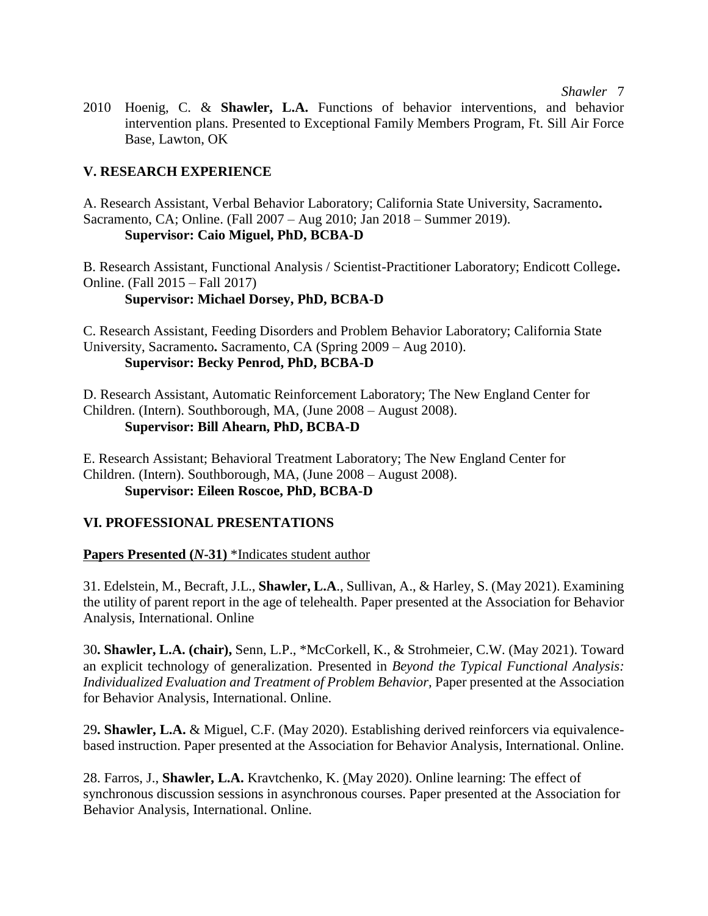2010 Hoenig, C. & **Shawler, L.A.** Functions of behavior interventions, and behavior intervention plans. Presented to Exceptional Family Members Program, Ft. Sill Air Force Base, Lawton, OK

## V. RESEARCH EXPERIENCE

A. Research Assistant, Verbal Behavior Laboratory; California State University, Sacramento**.** Sacramento, CA; Online. (Fall 2007 – Aug 2010; Jan 2018 – Summer 2019).
**Supervisor: Caio Miguel, PhD, BCBA-D**

B. Research Assistant, Functional Analysis / Scientist-Practitioner Laboratory; Endicott College**.** Online. (Fall 2015 – Fall 2017)
**Supervisor: Michael Dorsey, PhD, BCBA-D**

C. Research Assistant, Feeding Disorders and Problem Behavior Laboratory; California State University, Sacramento**.** Sacramento, CA (Spring 2009 – Aug 2010).
**Supervisor: Becky Penrod, PhD, BCBA-D**

D. Research Assistant, Automatic Reinforcement Laboratory; The New England Center for Children. (Intern). Southborough, MA, (June 2008 – August 2008).
**Supervisor: Bill Ahearn, PhD, BCBA-D**

E. Research Assistant; Behavioral Treatment Laboratory; The New England Center for Children. (Intern). Southborough, MA, (June 2008 – August 2008).
**Supervisor: Eileen Roscoe, PhD, BCBA-D**

## VI. PROFESSIONAL PRESENTATIONS

**Papers Presented (*N*-31)** *Indicates student author

31. Edelstein, M., Becraft, J.L., **Shawler, L.A**., Sullivan, A., & Harley, S. (May 2021). Examining the utility of parent report in the age of telehealth. Paper presented at the Association for Behavior Analysis, International. Online

30**. Shawler, L.A. (chair),** Senn, L.P., *McCorkell, K., & Strohmeier, C.W. (May 2021). Toward an explicit technology of generalization. Presented in *Beyond the Typical Functional Analysis: Individualized Evaluation and Treatment of Problem Behavior,* Paper presented at the Association for Behavior Analysis, International. Online.

29**. Shawler, L.A.** & Miguel, C.F. (May 2020). Establishing derived reinforcers via equivalence-based instruction. Paper presented at the Association for Behavior Analysis, International. Online.

28. Farros, J., **Shawler, L.A.** Kravtchenko, K. (May 2020). Online learning: The effect of synchronous discussion sessions in asynchronous courses. Paper presented at the Association for Behavior Analysis, International. Online.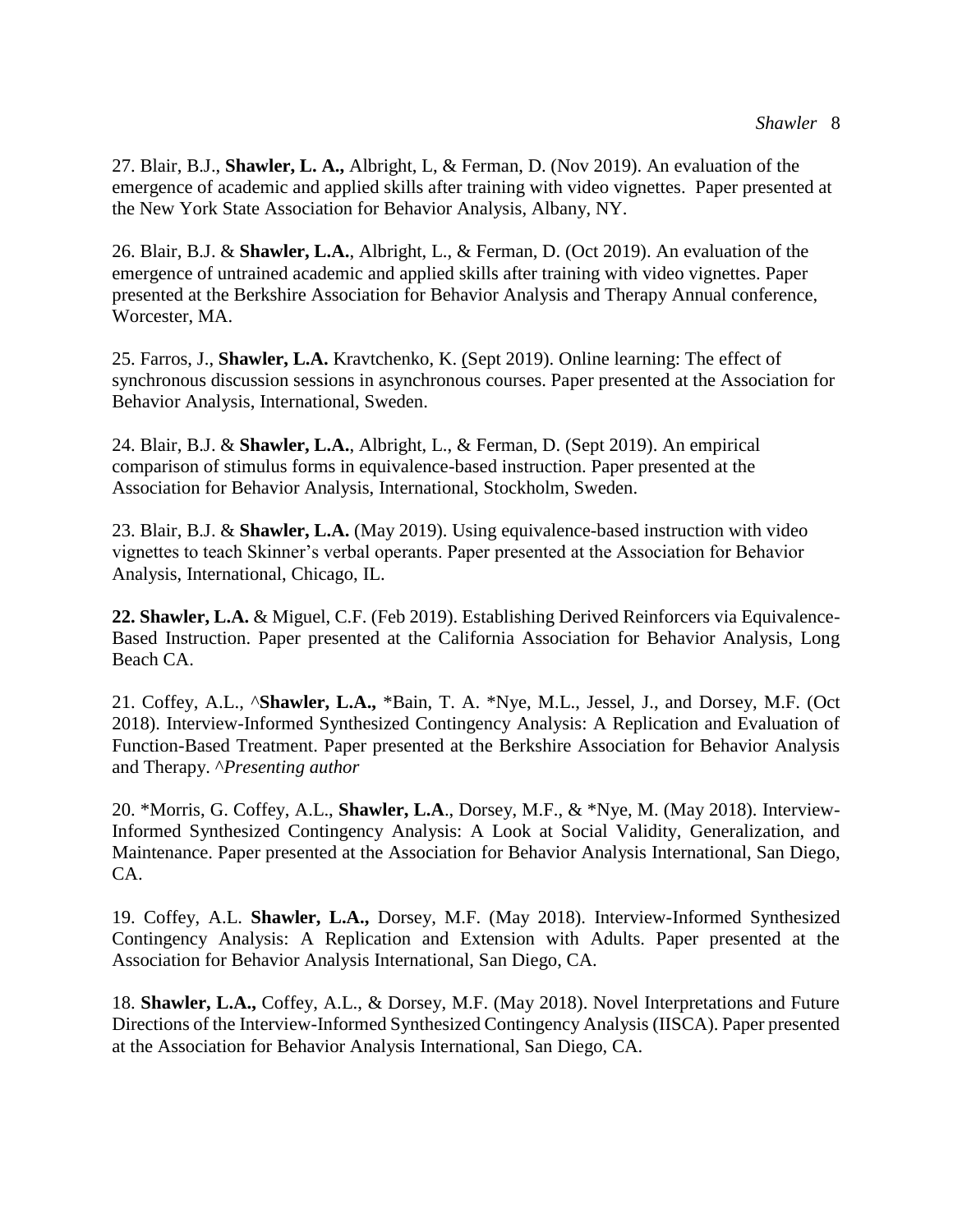27. Blair, B.J., **Shawler, L. A.,** Albright, L, & Ferman, D. (Nov 2019). An evaluation of the emergence of academic and applied skills after training with video vignettes. Paper presented at the New York State Association for Behavior Analysis, Albany, NY.

26. Blair, B.J. & **Shawler, L.A.**, Albright, L., & Ferman, D. (Oct 2019). An evaluation of the emergence of untrained academic and applied skills after training with video vignettes. Paper presented at the Berkshire Association for Behavior Analysis and Therapy Annual conference, Worcester, MA.

25. Farros, J., **Shawler, L.A.** Kravtchenko, K. (Sept 2019). Online learning: The effect of synchronous discussion sessions in asynchronous courses. Paper presented at the Association for Behavior Analysis, International, Sweden.

24. Blair, B.J. & **Shawler, L.A.**, Albright, L., & Ferman, D. (Sept 2019). An empirical comparison of stimulus forms in equivalence-based instruction. Paper presented at the Association for Behavior Analysis, International, Stockholm, Sweden.

23. Blair, B.J. & **Shawler, L.A.** (May 2019). Using equivalence-based instruction with video vignettes to teach Skinner's verbal operants. Paper presented at the Association for Behavior Analysis, International, Chicago, IL.

**22. Shawler, L.A.** & Miguel, C.F. (Feb 2019). Establishing Derived Reinforcers via Equivalence-Based Instruction. Paper presented at the California Association for Behavior Analysis, Long Beach CA.

21. Coffey, A.L., ^**Shawler, L.A.,** *Bain, T. A. *Nye, M.L., Jessel, J., and Dorsey, M.F. (Oct 2018). Interview-Informed Synthesized Contingency Analysis: A Replication and Evaluation of Function-Based Treatment. Paper presented at the Berkshire Association for Behavior Analysis and Therapy. *^Presenting author*

20. *Morris, G. Coffey, A.L., **Shawler, L.A**., Dorsey, M.F., & *Nye, M. (May 2018). Interview-Informed Synthesized Contingency Analysis: A Look at Social Validity, Generalization, and Maintenance. Paper presented at the Association for Behavior Analysis International, San Diego, CA.

19. Coffey, A.L. **Shawler, L.A.,** Dorsey, M.F. (May 2018). Interview-Informed Synthesized Contingency Analysis: A Replication and Extension with Adults. Paper presented at the Association for Behavior Analysis International, San Diego, CA.

18. **Shawler, L.A.,** Coffey, A.L., & Dorsey, M.F. (May 2018). Novel Interpretations and Future Directions of the Interview-Informed Synthesized Contingency Analysis (IISCA). Paper presented at the Association for Behavior Analysis International, San Diego, CA.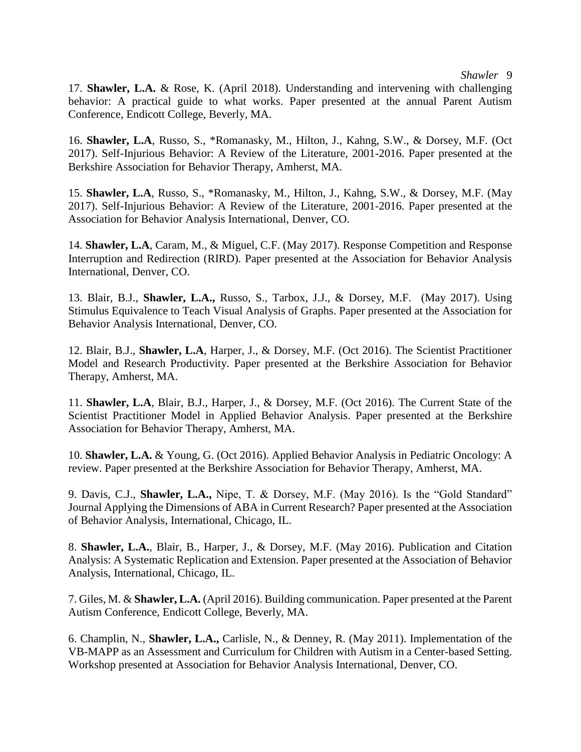17. **Shawler, L.A.** & Rose, K. (April 2018). Understanding and intervening with challenging behavior: A practical guide to what works. Paper presented at the annual Parent Autism Conference, Endicott College, Beverly, MA.

16. **Shawler, L.A**, Russo, S., *Romanasky, M., Hilton, J., Kahng, S.W., & Dorsey, M.F. (Oct 2017). Self-Injurious Behavior: A Review of the Literature, 2001-2016. Paper presented at the Berkshire Association for Behavior Therapy, Amherst, MA.

15. **Shawler, L.A**, Russo, S., *Romanasky, M., Hilton, J., Kahng, S.W., & Dorsey, M.F. (May 2017). Self-Injurious Behavior: A Review of the Literature, 2001-2016. Paper presented at the Association for Behavior Analysis International, Denver, CO.

14. **Shawler, L.A**, Caram, M., & Miguel, C.F. (May 2017). Response Competition and Response Interruption and Redirection (RIRD). Paper presented at the Association for Behavior Analysis International, Denver, CO.

13. Blair, B.J., **Shawler, L.A.,** Russo, S., Tarbox, J.J., & Dorsey, M.F. (May 2017). Using Stimulus Equivalence to Teach Visual Analysis of Graphs. Paper presented at the Association for Behavior Analysis International, Denver, CO.

12. Blair, B.J., **Shawler, L.A**, Harper, J., & Dorsey, M.F. (Oct 2016). The Scientist Practitioner Model and Research Productivity. Paper presented at the Berkshire Association for Behavior Therapy, Amherst, MA.

11. **Shawler, L.A**, Blair, B.J., Harper, J., & Dorsey, M.F. (Oct 2016). The Current State of the Scientist Practitioner Model in Applied Behavior Analysis. Paper presented at the Berkshire Association for Behavior Therapy, Amherst, MA.

10. **Shawler, L.A.** & Young, G. (Oct 2016). Applied Behavior Analysis in Pediatric Oncology: A review. Paper presented at the Berkshire Association for Behavior Therapy, Amherst, MA.

9. Davis, C.J., **Shawler, L.A.,** Nipe, T. & Dorsey, M.F. (May 2016). Is the "Gold Standard" Journal Applying the Dimensions of ABA in Current Research? Paper presented at the Association of Behavior Analysis, International, Chicago, IL.

8. **Shawler, L.A.**, Blair, B., Harper, J., & Dorsey, M.F. (May 2016). Publication and Citation Analysis: A Systematic Replication and Extension. Paper presented at the Association of Behavior Analysis, International, Chicago, IL.

7. Giles, M. & **Shawler, L.A.** (April 2016). Building communication. Paper presented at the Parent Autism Conference, Endicott College, Beverly, MA.

6. Champlin, N., **Shawler, L.A.,** Carlisle, N., & Denney, R. (May 2011). Implementation of the VB-MAPP as an Assessment and Curriculum for Children with Autism in a Center-based Setting. Workshop presented at Association for Behavior Analysis International, Denver, CO.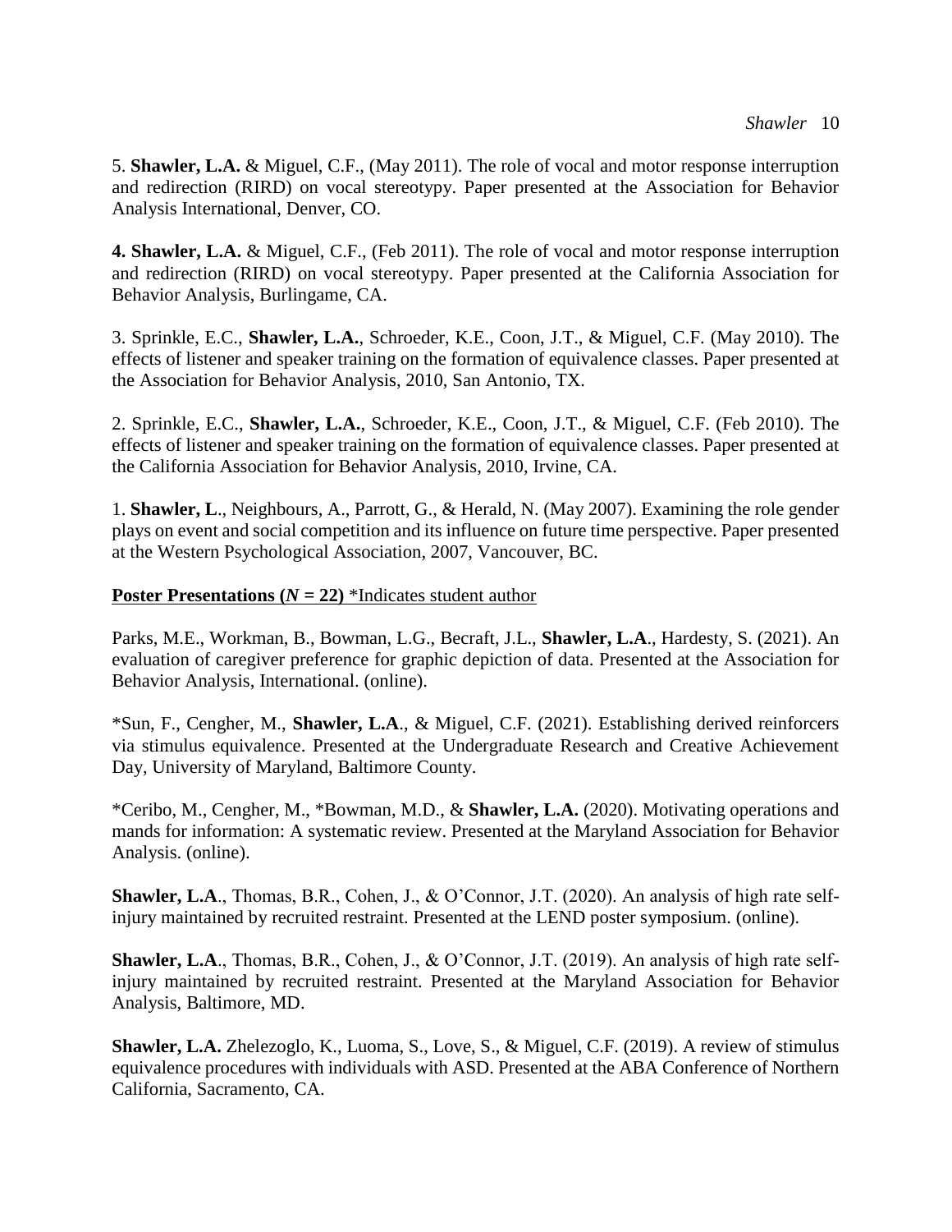5. **Shawler, L.A.** & Miguel, C.F., (May 2011). The role of vocal and motor response interruption and redirection (RIRD) on vocal stereotypy. Paper presented at the Association for Behavior Analysis International, Denver, CO.

**4. Shawler, L.A.** & Miguel, C.F., (Feb 2011). The role of vocal and motor response interruption and redirection (RIRD) on vocal stereotypy. Paper presented at the California Association for Behavior Analysis, Burlingame, CA.

3. Sprinkle, E.C., **Shawler, L.A.**, Schroeder, K.E., Coon, J.T., & Miguel, C.F. (May 2010). The effects of listener and speaker training on the formation of equivalence classes. Paper presented at the Association for Behavior Analysis, 2010, San Antonio, TX.

2. Sprinkle, E.C., **Shawler, L.A.**, Schroeder, K.E., Coon, J.T., & Miguel, C.F. (Feb 2010). The effects of listener and speaker training on the formation of equivalence classes. Paper presented at the California Association for Behavior Analysis, 2010, Irvine, CA.

1. **Shawler, L**., Neighbours, A., Parrott, G., & Herald, N. (May 2007). Examining the role gender plays on event and social competition and its influence on future time perspective. Paper presented at the Western Psychological Association, 2007, Vancouver, BC.

**Poster Presentations (*N* = 22)** *Indicates student author

Parks, M.E., Workman, B., Bowman, L.G., Becraft, J.L., **Shawler, L.A**., Hardesty, S. (2021). An evaluation of caregiver preference for graphic depiction of data. Presented at the Association for Behavior Analysis, International. (online).

*Sun, F., Cengher, M., **Shawler, L.A**., & Miguel, C.F. (2021). Establishing derived reinforcers via stimulus equivalence. Presented at the Undergraduate Research and Creative Achievement Day, University of Maryland, Baltimore County.

*Ceribo, M., Cengher, M., *Bowman, M.D., & **Shawler, L.A.** (2020). Motivating operations and mands for information: A systematic review. Presented at the Maryland Association for Behavior Analysis. (online).

**Shawler, L.A**., Thomas, B.R., Cohen, J., & O'Connor, J.T. (2020). An analysis of high rate self-injury maintained by recruited restraint. Presented at the LEND poster symposium. (online).

**Shawler, L.A**., Thomas, B.R., Cohen, J., & O'Connor, J.T. (2019). An analysis of high rate self-injury maintained by recruited restraint. Presented at the Maryland Association for Behavior Analysis, Baltimore, MD.

**Shawler, L.A.** Zhelezoglo, K., Luoma, S., Love, S., & Miguel, C.F. (2019). A review of stimulus equivalence procedures with individuals with ASD. Presented at the ABA Conference of Northern California, Sacramento, CA.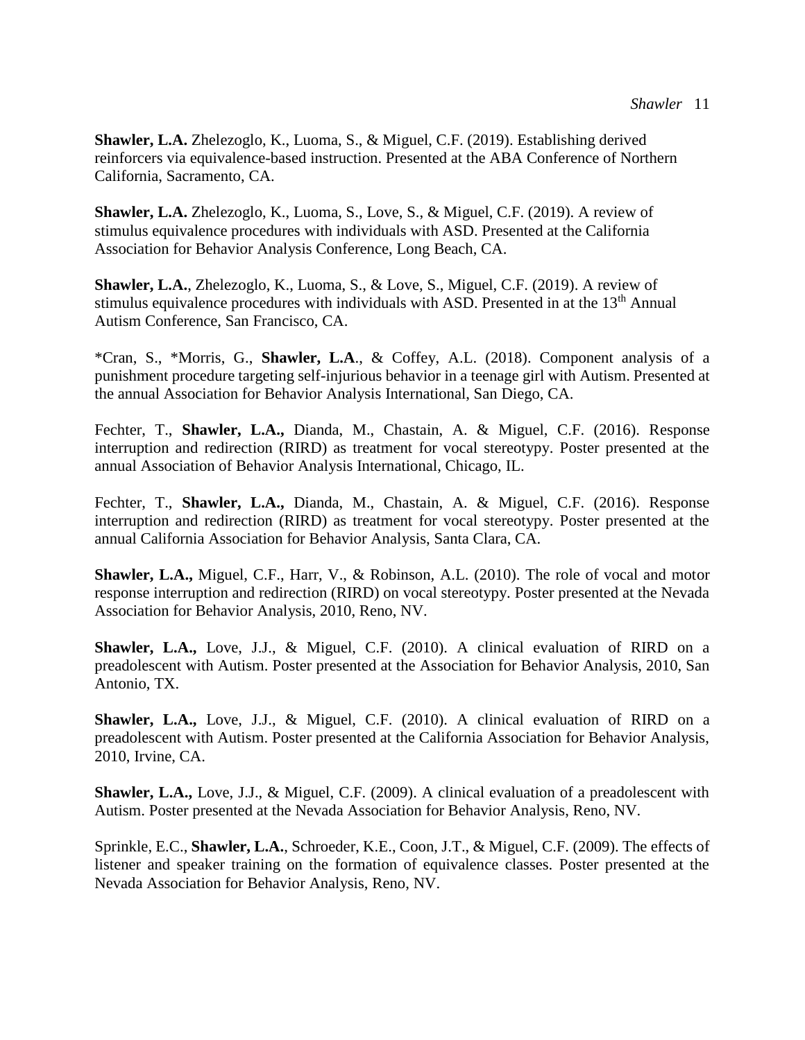**Shawler, L.A.** Zhelezoglo, K., Luoma, S., & Miguel, C.F. (2019). Establishing derived reinforcers via equivalence-based instruction. Presented at the ABA Conference of Northern California, Sacramento, CA.

**Shawler, L.A.** Zhelezoglo, K., Luoma, S., Love, S., & Miguel, C.F. (2019). A review of stimulus equivalence procedures with individuals with ASD. Presented at the California Association for Behavior Analysis Conference, Long Beach, CA.

**Shawler, L.A.**, Zhelezoglo, K., Luoma, S., & Love, S., Miguel, C.F. (2019). A review of stimulus equivalence procedures with individuals with ASD. Presented in at the 13th Annual Autism Conference, San Francisco, CA.

*Cran, S., *Morris, G., **Shawler, L.A**., & Coffey, A.L. (2018). Component analysis of a punishment procedure targeting self-injurious behavior in a teenage girl with Autism. Presented at the annual Association for Behavior Analysis International, San Diego, CA.

Fechter, T., **Shawler, L.A.,** Dianda, M., Chastain, A. & Miguel, C.F. (2016). Response interruption and redirection (RIRD) as treatment for vocal stereotypy. Poster presented at the annual Association of Behavior Analysis International, Chicago, IL.

Fechter, T., **Shawler, L.A.,** Dianda, M., Chastain, A. & Miguel, C.F. (2016). Response interruption and redirection (RIRD) as treatment for vocal stereotypy. Poster presented at the annual California Association for Behavior Analysis, Santa Clara, CA.

**Shawler, L.A.,** Miguel, C.F., Harr, V., & Robinson, A.L. (2010). The role of vocal and motor response interruption and redirection (RIRD) on vocal stereotypy. Poster presented at the Nevada Association for Behavior Analysis, 2010, Reno, NV.

**Shawler, L.A.,** Love, J.J., & Miguel, C.F. (2010). A clinical evaluation of RIRD on a preadolescent with Autism. Poster presented at the Association for Behavior Analysis, 2010, San Antonio, TX.

**Shawler, L.A.,** Love, J.J., & Miguel, C.F. (2010). A clinical evaluation of RIRD on a preadolescent with Autism. Poster presented at the California Association for Behavior Analysis, 2010, Irvine, CA.

**Shawler, L.A.,** Love, J.J., & Miguel, C.F. (2009). A clinical evaluation of a preadolescent with Autism. Poster presented at the Nevada Association for Behavior Analysis, Reno, NV.

Sprinkle, E.C., **Shawler, L.A.**, Schroeder, K.E., Coon, J.T., & Miguel, C.F. (2009). The effects of listener and speaker training on the formation of equivalence classes. Poster presented at the Nevada Association for Behavior Analysis, Reno, NV.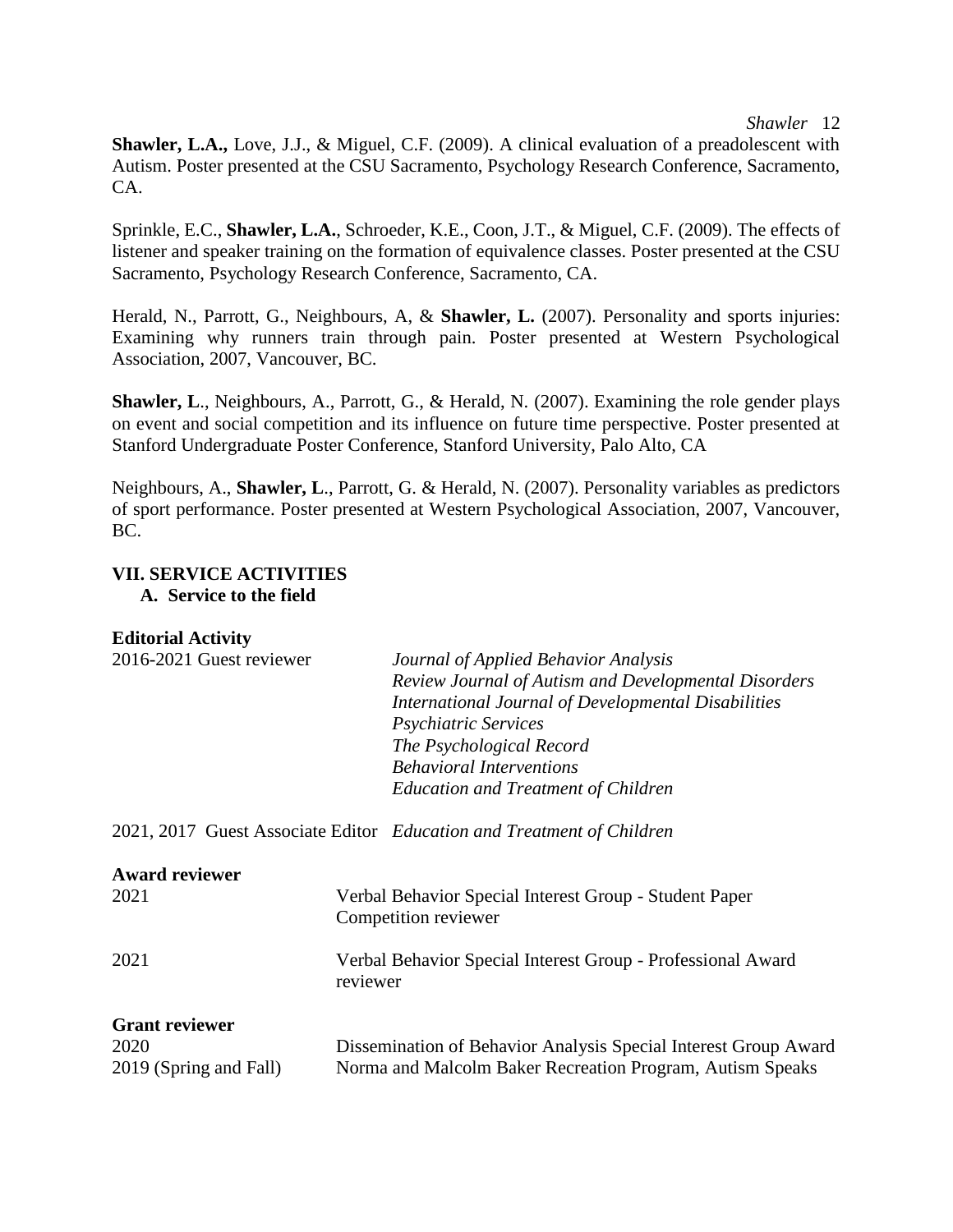**Shawler, L.A.,** Love, J.J., & Miguel, C.F. (2009). A clinical evaluation of a preadolescent with Autism. Poster presented at the CSU Sacramento, Psychology Research Conference, Sacramento, CA.

Sprinkle, E.C., **Shawler, L.A.**, Schroeder, K.E., Coon, J.T., & Miguel, C.F. (2009). The effects of listener and speaker training on the formation of equivalence classes. Poster presented at the CSU Sacramento, Psychology Research Conference, Sacramento, CA.

Herald, N., Parrott, G., Neighbours, A, & **Shawler, L.** (2007). Personality and sports injuries: Examining why runners train through pain. Poster presented at Western Psychological Association, 2007, Vancouver, BC.

**Shawler, L**., Neighbours, A., Parrott, G., & Herald, N. (2007). Examining the role gender plays on event and social competition and its influence on future time perspective. Poster presented at Stanford Undergraduate Poster Conference, Stanford University, Palo Alto, CA

Neighbours, A., **Shawler, L**., Parrott, G. & Herald, N. (2007). Personality variables as predictors of sport performance. Poster presented at Western Psychological Association, 2007, Vancouver, BC.

## VII. SERVICE ACTIVITIES

### A. Service to the field

**Editorial Activity**

2016-2021 Guest reviewer
- *Journal of Applied Behavior Analysis*
- *Review Journal of Autism and Developmental Disorders*
- *International Journal of Developmental Disabilities*
- *Psychiatric Services*
- *The Psychological Record*
- *Behavioral Interventions*
- *Education and Treatment of Children*

2021, 2017 Guest Associate Editor *Education and Treatment of Children*

**Award reviewer**

2021 Verbal Behavior Special Interest Group - Student Paper Competition reviewer

2021 Verbal Behavior Special Interest Group - Professional Award reviewer

**Grant reviewer**

2020 Dissemination of Behavior Analysis Special Interest Group Award

2019 (Spring and Fall) Norma and Malcolm Baker Recreation Program, Autism Speaks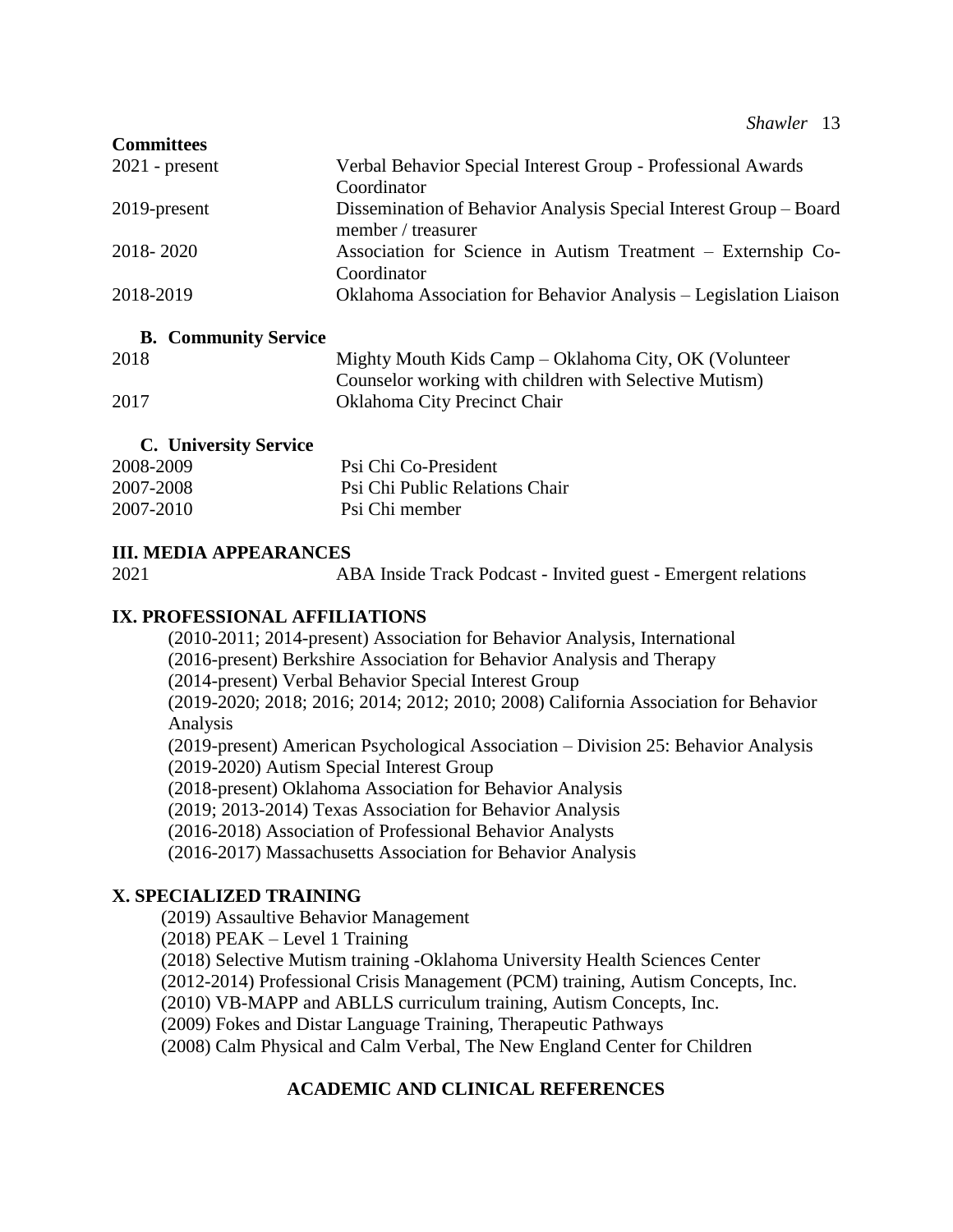**Committees**

| | |
|---|---|
| 2021 - present | Verbal Behavior Special Interest Group - Professional Awards Coordinator |
| 2019-present | Dissemination of Behavior Analysis Special Interest Group – Board member / treasurer |
| 2018- 2020 | Association for Science in Autism Treatment – Externship Co-Coordinator |
| 2018-2019 | Oklahoma Association for Behavior Analysis – Legislation Liaison |

**B. Community Service**

| | |
|---|---|
| 2018 | Mighty Mouth Kids Camp – Oklahoma City, OK (Volunteer Counselor working with children with Selective Mutism) |
| 2017 | Oklahoma City Precinct Chair |

**C. University Service**

| | |
|---|---|
| 2008-2009 | Psi Chi Co-President |
| 2007-2008 | Psi Chi Public Relations Chair |
| 2007-2010 | Psi Chi member |

## III. MEDIA APPEARANCES

| | |
|---|---|
| 2021 | ABA Inside Track Podcast - Invited guest - Emergent relations |

## IX. PROFESSIONAL AFFILIATIONS

(2010-2011; 2014-present) Association for Behavior Analysis, International
(2016-present) Berkshire Association for Behavior Analysis and Therapy
(2014-present) Verbal Behavior Special Interest Group
(2019-2020; 2018; 2016; 2014; 2012; 2010; 2008) California Association for Behavior Analysis
(2019-present) American Psychological Association – Division 25: Behavior Analysis
(2019-2020) Autism Special Interest Group
(2018-present) Oklahoma Association for Behavior Analysis
(2019; 2013-2014) Texas Association for Behavior Analysis
(2016-2018) Association of Professional Behavior Analysts
(2016-2017) Massachusetts Association for Behavior Analysis

## X. SPECIALIZED TRAINING

(2019) Assaultive Behavior Management
(2018) PEAK – Level 1 Training
(2018) Selective Mutism training -Oklahoma University Health Sciences Center
(2012-2014) Professional Crisis Management (PCM) training, Autism Concepts, Inc.
(2010) VB-MAPP and ABLLS curriculum training, Autism Concepts, Inc.
(2009) Fokes and Distar Language Training, Therapeutic Pathways
(2008) Calm Physical and Calm Verbal, The New England Center for Children

## ACADEMIC AND CLINICAL REFERENCES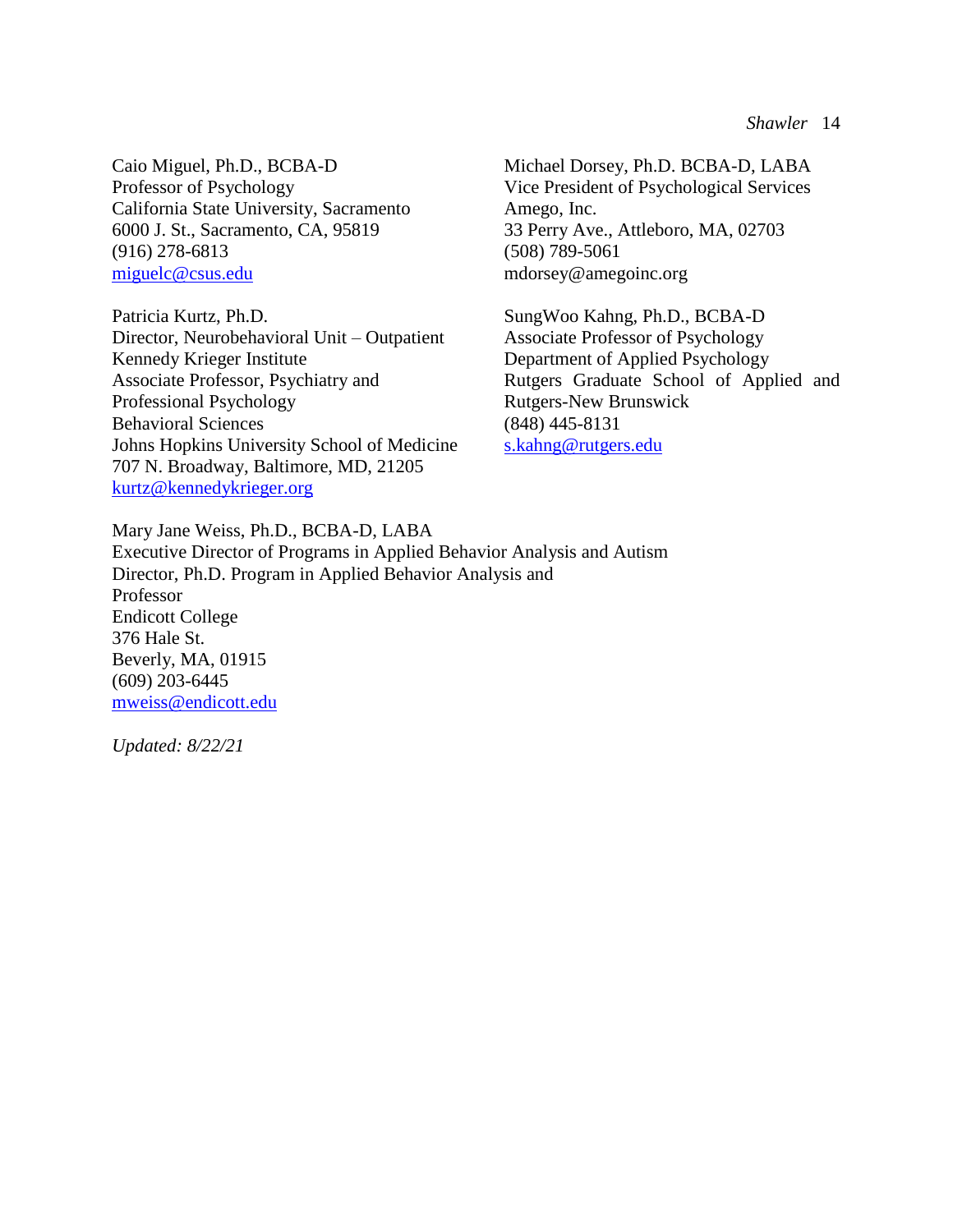Caio Miguel, Ph.D., BCBA-D
Professor of Psychology
California State University, Sacramento
6000 J. St., Sacramento, CA, 95819
(916) 278-6813
miguelc@csus.edu

Patricia Kurtz, Ph.D.
Director, Neurobehavioral Unit – Outpatient
Kennedy Krieger Institute
Associate Professor, Psychiatry and
Professional Psychology
Behavioral Sciences
Johns Hopkins University School of Medicine
707 N. Broadway, Baltimore, MD, 21205
kurtz@kennedykrieger.org

Michael Dorsey, Ph.D. BCBA-D, LABA
Vice President of Psychological Services
Amego, Inc.
33 Perry Ave., Attleboro, MA, 02703
(508) 789-5061
mdorsey@amegoinc.org

SungWoo Kahng, Ph.D., BCBA-D
Associate Professor of Psychology
Department of Applied Psychology
Rutgers Graduate School of Applied and
Rutgers-New Brunswick
(848) 445-8131
s.kahng@rutgers.edu

Mary Jane Weiss, Ph.D., BCBA-D, LABA
Executive Director of Programs in Applied Behavior Analysis and Autism
Director, Ph.D. Program in Applied Behavior Analysis and
Professor
Endicott College
376 Hale St.
Beverly, MA, 01915
(609) 203-6445
mweiss@endicott.edu

*Updated: 8/22/21*